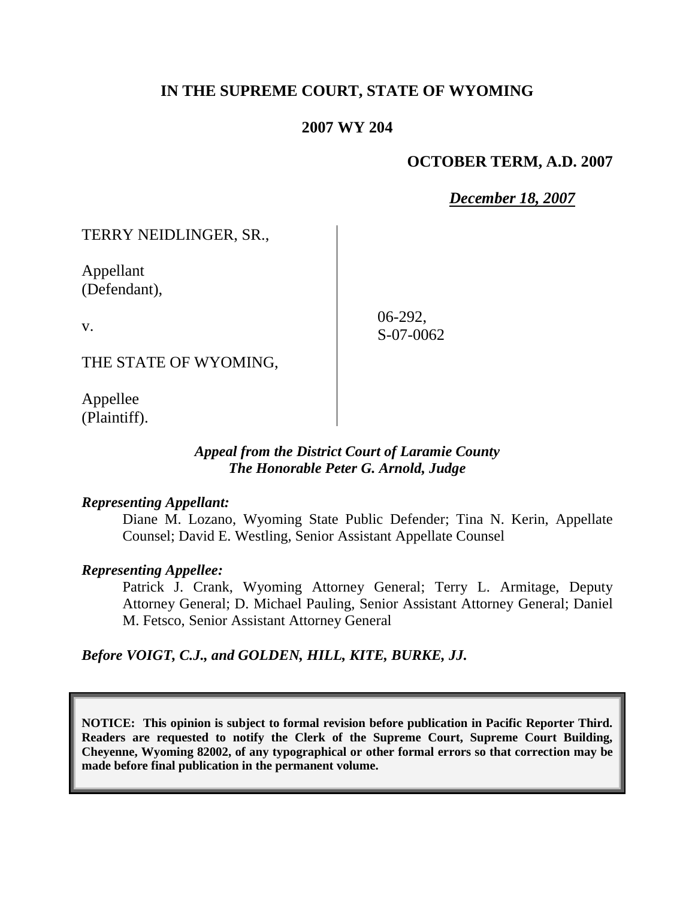# IN THE SUPREME COURT, STATE OF WYOMING

## 2007 WY 204

**OCTOBER TERM, A.D. 2007**

***December 18, 2007***

TERRY NEIDLINGER, SR.,

Appellant
(Defendant),

v.

THE STATE OF WYOMING,

Appellee
(Plaintiff).

06-292,
S-07-0062

***Appeal from the District Court of Laramie County***
***The Honorable Peter G. Arnold, Judge***

***Representing Appellant:***

Diane M. Lozano, Wyoming State Public Defender; Tina N. Kerin, Appellate Counsel; David E. Westling, Senior Assistant Appellate Counsel

***Representing Appellee:***

Patrick J. Crank, Wyoming Attorney General; Terry L. Armitage, Deputy Attorney General; D. Michael Pauling, Senior Assistant Attorney General; Daniel M. Fetsco, Senior Assistant Attorney General

***Before VOIGT, C.J., and GOLDEN, HILL, KITE, BURKE, JJ.***

**NOTICE: This opinion is subject to formal revision before publication in Pacific Reporter Third. Readers are requested to notify the Clerk of the Supreme Court, Supreme Court Building, Cheyenne, Wyoming 82002, of any typographical or other formal errors so that correction may be made before final publication in the permanent volume.**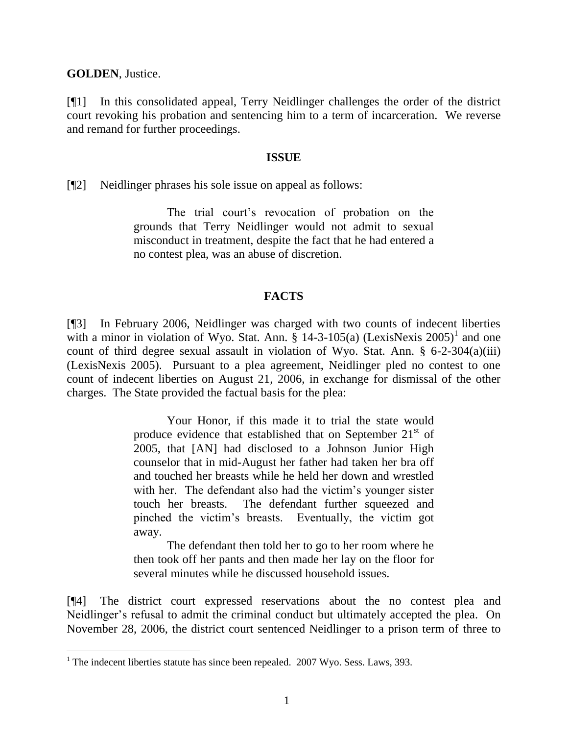**GOLDEN**, Justice.

[¶1] In this consolidated appeal, Terry Neidlinger challenges the order of the district court revoking his probation and sentencing him to a term of incarceration. We reverse and remand for further proceedings.

## ISSUE

[¶2] Neidlinger phrases his sole issue on appeal as follows:

> The trial court's revocation of probation on the grounds that Terry Neidlinger would not admit to sexual misconduct in treatment, despite the fact that he had entered a no contest plea, was an abuse of discretion.

## FACTS

[¶3] In February 2006, Neidlinger was charged with two counts of indecent liberties with a minor in violation of Wyo. Stat. Ann. § 14-3-105(a) (LexisNexis 2005)[1] and one count of third degree sexual assault in violation of Wyo. Stat. Ann. § 6-2-304(a)(iii) (LexisNexis 2005). Pursuant to a plea agreement, Neidlinger pled no contest to one count of indecent liberties on August 21, 2006, in exchange for dismissal of the other charges. The State provided the factual basis for the plea:

> Your Honor, if this made it to trial the state would produce evidence that established that on September 21st of 2005, that [AN] had disclosed to a Johnson Junior High counselor that in mid-August her father had taken her bra off and touched her breasts while he held her down and wrestled with her. The defendant also had the victim's younger sister touch her breasts. The defendant further squeezed and pinched the victim's breasts. Eventually, the victim got away.
>
> The defendant then told her to go to her room where he then took off her pants and then made her lay on the floor for several minutes while he discussed household issues.

[¶4] The district court expressed reservations about the no contest plea and Neidlinger's refusal to admit the criminal conduct but ultimately accepted the plea. On November 28, 2006, the district court sentenced Neidlinger to a prison term of three to

---

[1] The indecent liberties statute has since been repealed. 2007 Wyo. Sess. Laws, 393.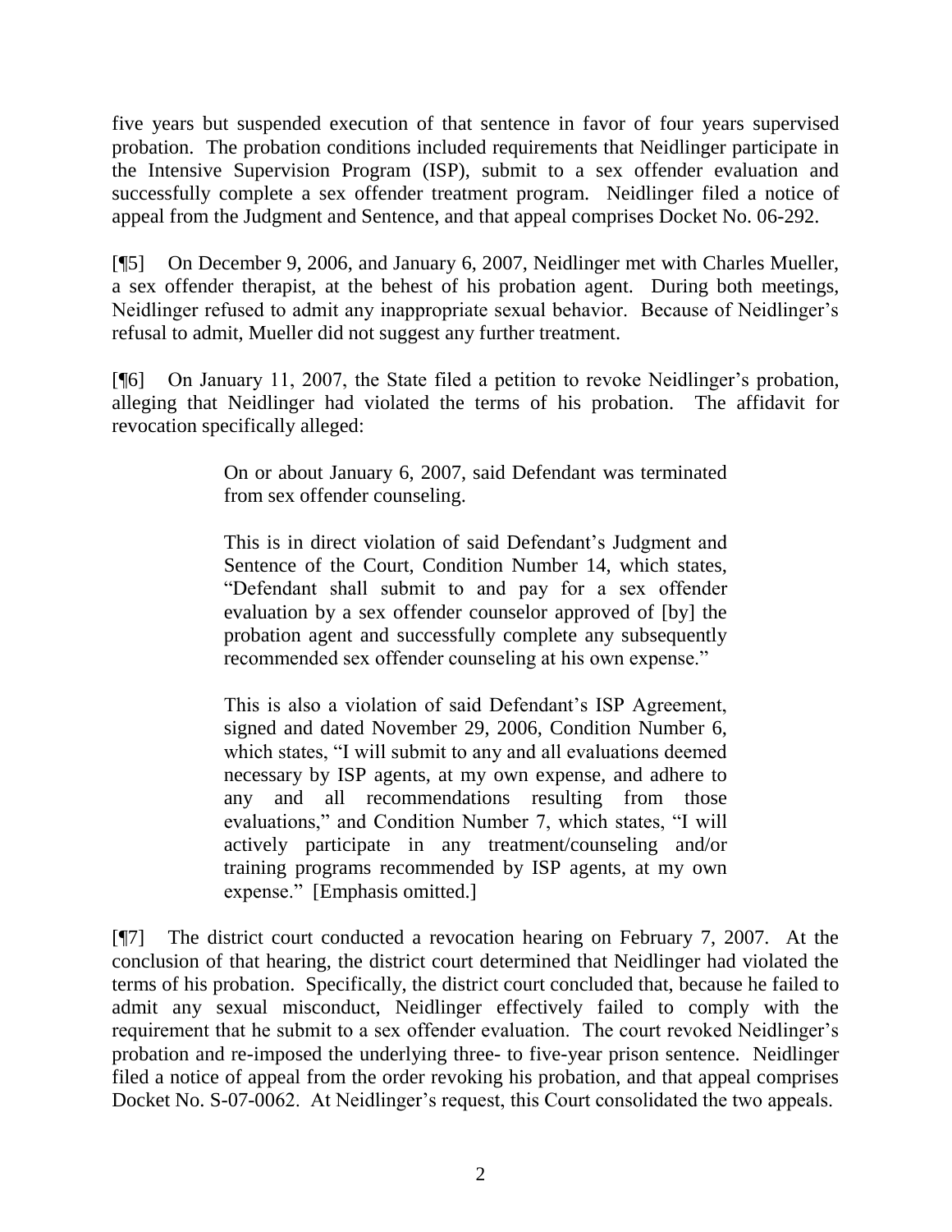five years but suspended execution of that sentence in favor of four years supervised probation. The probation conditions included requirements that Neidlinger participate in the Intensive Supervision Program (ISP), submit to a sex offender evaluation and successfully complete a sex offender treatment program. Neidlinger filed a notice of appeal from the Judgment and Sentence, and that appeal comprises Docket No. 06-292.

[¶5] On December 9, 2006, and January 6, 2007, Neidlinger met with Charles Mueller, a sex offender therapist, at the behest of his probation agent. During both meetings, Neidlinger refused to admit any inappropriate sexual behavior. Because of Neidlinger's refusal to admit, Mueller did not suggest any further treatment.

[¶6] On January 11, 2007, the State filed a petition to revoke Neidlinger's probation, alleging that Neidlinger had violated the terms of his probation. The affidavit for revocation specifically alleged:

> On or about January 6, 2007, said Defendant was terminated from sex offender counseling.
>
> This is in direct violation of said Defendant's Judgment and Sentence of the Court, Condition Number 14, which states, "Defendant shall submit to and pay for a sex offender evaluation by a sex offender counselor approved of [by] the probation agent and successfully complete any subsequently recommended sex offender counseling at his own expense."
>
> This is also a violation of said Defendant's ISP Agreement, signed and dated November 29, 2006, Condition Number 6, which states, "I will submit to any and all evaluations deemed necessary by ISP agents, at my own expense, and adhere to any and all recommendations resulting from those evaluations," and Condition Number 7, which states, "I will actively participate in any treatment/counseling and/or training programs recommended by ISP agents, at my own expense." [Emphasis omitted.]

[¶7] The district court conducted a revocation hearing on February 7, 2007. At the conclusion of that hearing, the district court determined that Neidlinger had violated the terms of his probation. Specifically, the district court concluded that, because he failed to admit any sexual misconduct, Neidlinger effectively failed to comply with the requirement that he submit to a sex offender evaluation. The court revoked Neidlinger's probation and re-imposed the underlying three- to five-year prison sentence. Neidlinger filed a notice of appeal from the order revoking his probation, and that appeal comprises Docket No. S-07-0062. At Neidlinger's request, this Court consolidated the two appeals.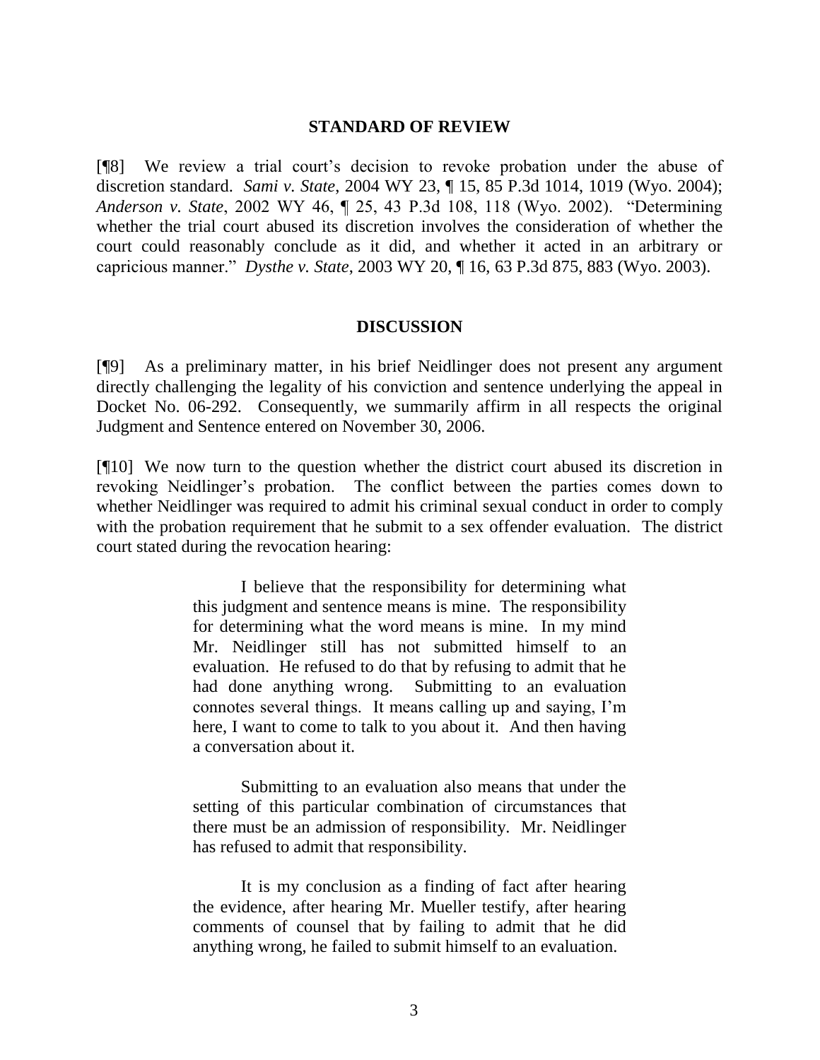## STANDARD OF REVIEW

[¶8] We review a trial court's decision to revoke probation under the abuse of discretion standard. *Sami v. State*, 2004 WY 23, ¶ 15, 85 P.3d 1014, 1019 (Wyo. 2004); *Anderson v. State*, 2002 WY 46, ¶ 25, 43 P.3d 108, 118 (Wyo. 2002). "Determining whether the trial court abused its discretion involves the consideration of whether the court could reasonably conclude as it did, and whether it acted in an arbitrary or capricious manner." *Dysthe v. State*, 2003 WY 20, ¶ 16, 63 P.3d 875, 883 (Wyo. 2003).

## DISCUSSION

[¶9] As a preliminary matter, in his brief Neidlinger does not present any argument directly challenging the legality of his conviction and sentence underlying the appeal in Docket No. 06-292. Consequently, we summarily affirm in all respects the original Judgment and Sentence entered on November 30, 2006.

[¶10] We now turn to the question whether the district court abused its discretion in revoking Neidlinger's probation. The conflict between the parties comes down to whether Neidlinger was required to admit his criminal sexual conduct in order to comply with the probation requirement that he submit to a sex offender evaluation. The district court stated during the revocation hearing:

> I believe that the responsibility for determining what this judgment and sentence means is mine. The responsibility for determining what the word means is mine. In my mind Mr. Neidlinger still has not submitted himself to an evaluation. He refused to do that by refusing to admit that he had done anything wrong. Submitting to an evaluation connotes several things. It means calling up and saying, I'm here, I want to come to talk to you about it. And then having a conversation about it.
>
> Submitting to an evaluation also means that under the setting of this particular combination of circumstances that there must be an admission of responsibility. Mr. Neidlinger has refused to admit that responsibility.
>
> It is my conclusion as a finding of fact after hearing the evidence, after hearing Mr. Mueller testify, after hearing comments of counsel that by failing to admit that he did anything wrong, he failed to submit himself to an evaluation.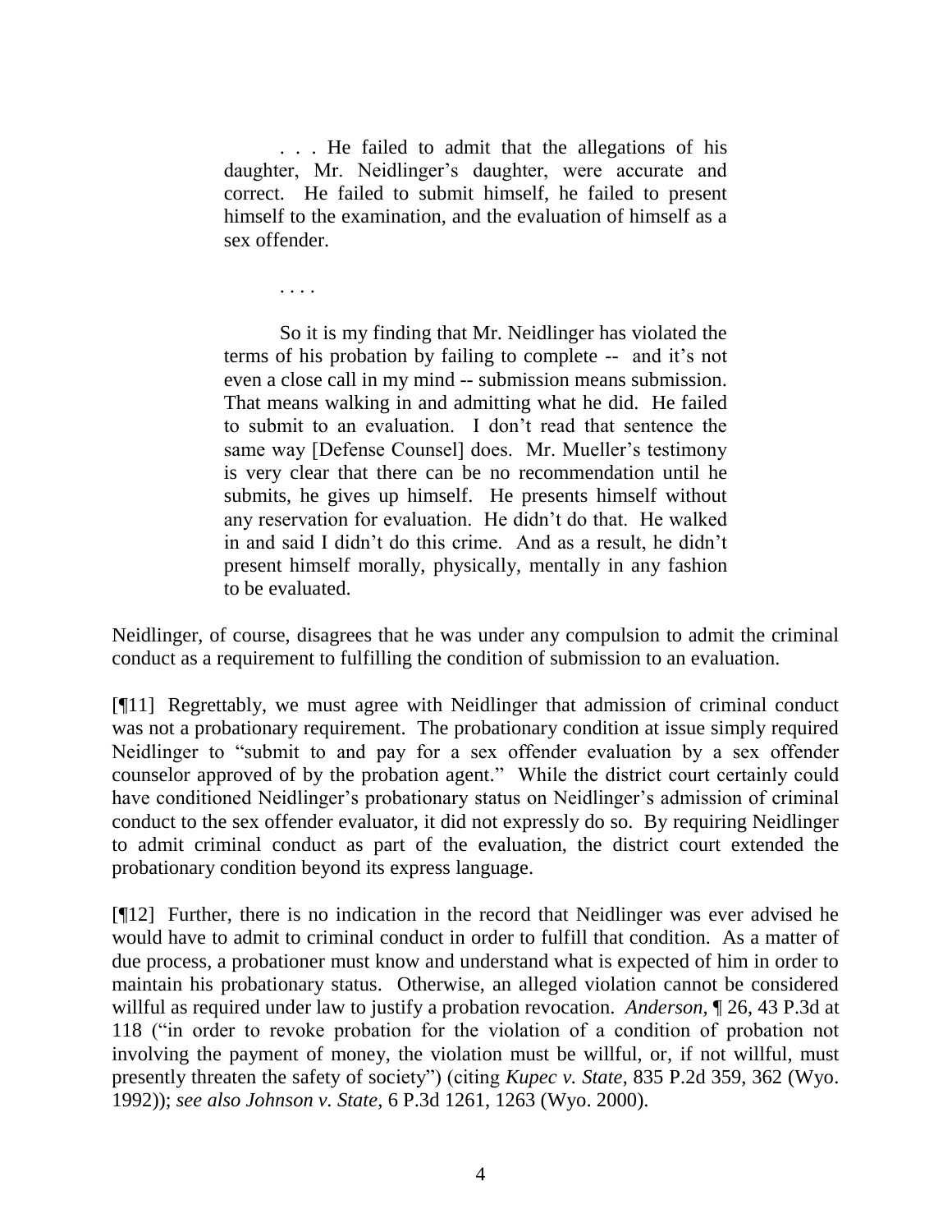> . . . He failed to admit that the allegations of his daughter, Mr. Neidlinger's daughter, were accurate and correct. He failed to submit himself, he failed to present himself to the examination, and the evaluation of himself as a sex offender.
>
> . . . .
>
> So it is my finding that Mr. Neidlinger has violated the terms of his probation by failing to complete -- and it's not even a close call in my mind -- submission means submission. That means walking in and admitting what he did. He failed to submit to an evaluation. I don't read that sentence the same way [Defense Counsel] does. Mr. Mueller's testimony is very clear that there can be no recommendation until he submits, he gives up himself. He presents himself without any reservation for evaluation. He didn't do that. He walked in and said I didn't do this crime. And as a result, he didn't present himself morally, physically, mentally in any fashion to be evaluated.

Neidlinger, of course, disagrees that he was under any compulsion to admit the criminal conduct as a requirement to fulfilling the condition of submission to an evaluation.

[¶11] Regrettably, we must agree with Neidlinger that admission of criminal conduct was not a probationary requirement. The probationary condition at issue simply required Neidlinger to "submit to and pay for a sex offender evaluation by a sex offender counselor approved of by the probation agent." While the district court certainly could have conditioned Neidlinger's probationary status on Neidlinger's admission of criminal conduct to the sex offender evaluator, it did not expressly do so. By requiring Neidlinger to admit criminal conduct as part of the evaluation, the district court extended the probationary condition beyond its express language.

[¶12] Further, there is no indication in the record that Neidlinger was ever advised he would have to admit to criminal conduct in order to fulfill that condition. As a matter of due process, a probationer must know and understand what is expected of him in order to maintain his probationary status. Otherwise, an alleged violation cannot be considered willful as required under law to justify a probation revocation. *Anderson,* ¶ 26, 43 P.3d at 118 ("in order to revoke probation for the violation of a condition of probation not involving the payment of money, the violation must be willful, or, if not willful, must presently threaten the safety of society") (citing *Kupec v. State*, 835 P.2d 359, 362 (Wyo. 1992)); *see also Johnson v. State*, 6 P.3d 1261, 1263 (Wyo. 2000).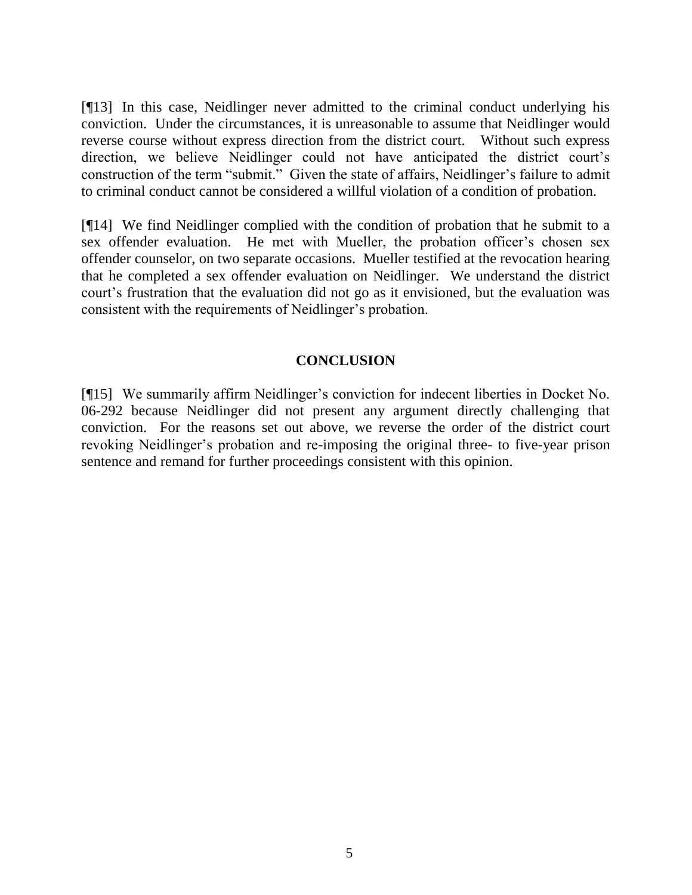[¶13] In this case, Neidlinger never admitted to the criminal conduct underlying his conviction. Under the circumstances, it is unreasonable to assume that Neidlinger would reverse course without express direction from the district court. Without such express direction, we believe Neidlinger could not have anticipated the district court's construction of the term "submit." Given the state of affairs, Neidlinger's failure to admit to criminal conduct cannot be considered a willful violation of a condition of probation.

[¶14] We find Neidlinger complied with the condition of probation that he submit to a sex offender evaluation. He met with Mueller, the probation officer's chosen sex offender counselor, on two separate occasions. Mueller testified at the revocation hearing that he completed a sex offender evaluation on Neidlinger. We understand the district court's frustration that the evaluation did not go as it envisioned, but the evaluation was consistent with the requirements of Neidlinger's probation.

## CONCLUSION

[¶15] We summarily affirm Neidlinger's conviction for indecent liberties in Docket No. 06-292 because Neidlinger did not present any argument directly challenging that conviction. For the reasons set out above, we reverse the order of the district court revoking Neidlinger's probation and re-imposing the original three- to five-year prison sentence and remand for further proceedings consistent with this opinion.